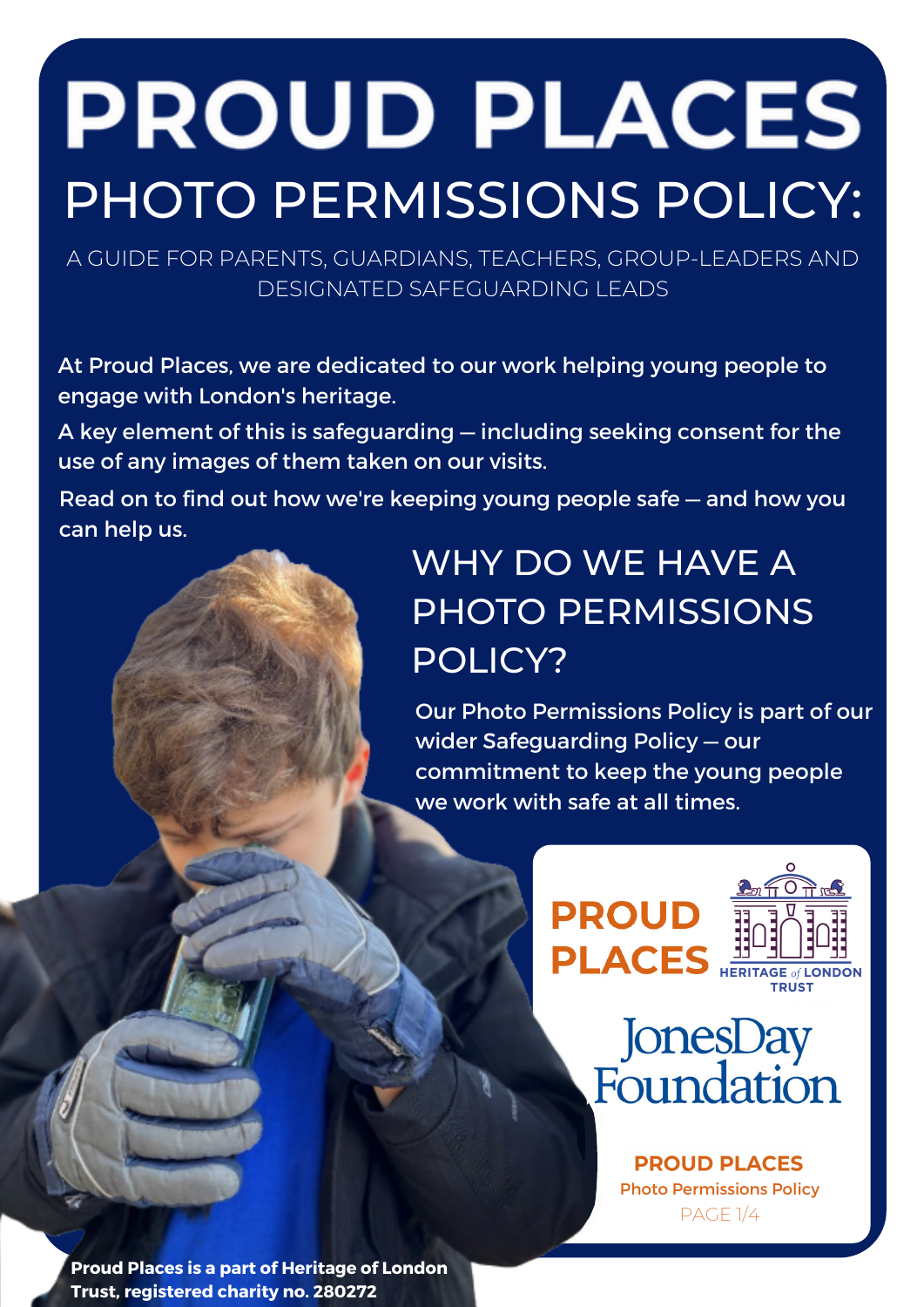# PROUD PLACES

## PHOTO PERMISSIONS POLICY:

A GUIDE FOR PARENTS, GUARDIANS, TEACHERS, GROUP-LEADERS AND DESIGNATED SAFEGUARDING LEADS

At Proud Places, we are dedicated to our work helping young people to engage with London's heritage.

A key element of this is safeguarding — including seeking consent for the use of any images of them taken on our visits.

Read on to find out how we're keeping young people safe — and how you can help us.

## WHY DO WE HAVE A PHOTO PERMISSIONS POLICY?

Our Photo Permissions Policy is part of our wider Safeguarding Policy — our commitment to keep the young people we work with safe at all times.

**PROUD PLACES**

HERITAGE *of* LONDON TRUST

JonesDay Foundation

**PROUD PLACES**

Photo Permissions Policy

**Proud Places is a part of Heritage of London Trust, registered charity no. 280272**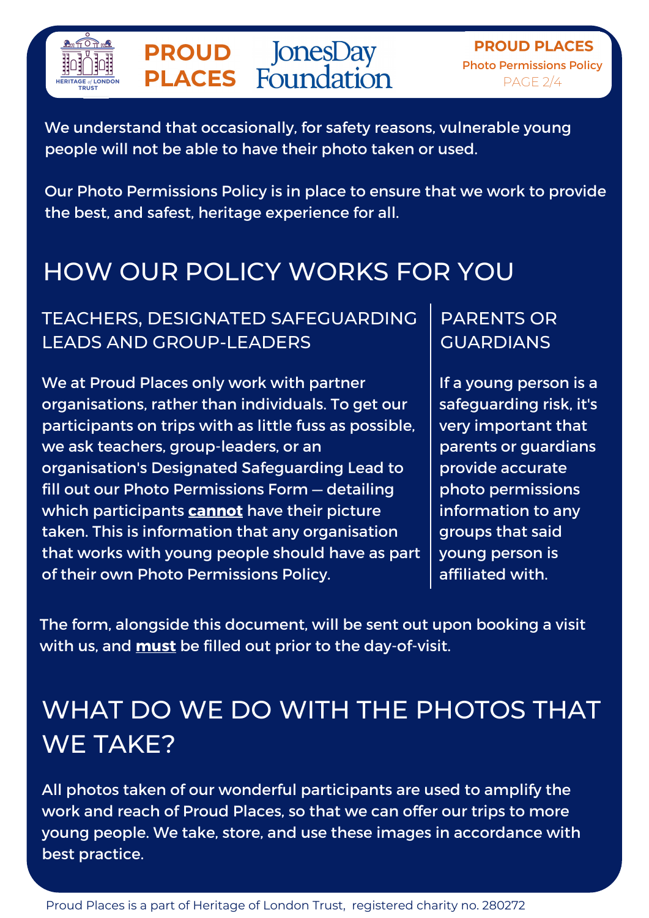We understand that occasionally, for safety reasons, vulnerable young people will not be able to have their photo taken or used.

Our Photo Permissions Policy is in place to ensure that we work to provide the best, and safest, heritage experience for all.

# HOW OUR POLICY WORKS FOR YOU

## TEACHERS, DESIGNATED SAFEGUARDING LEADS AND GROUP-LEADERS

We at Proud Places only work with partner organisations, rather than individuals. To get our participants on trips with as little fuss as possible, we ask teachers, group-leaders, or an organisation's Designated Safeguarding Lead to fill out our Photo Permissions Form — detailing which participants **cannot** have their picture taken. This is information that any organisation that works with young people should have as part of their own Photo Permissions Policy.

## PARENTS OR GUARDIANS

If a young person is a safeguarding risk, it's very important that parents or guardians provide accurate photo permissions information to any groups that said young person is affiliated with.

The form, alongside this document, will be sent out upon booking a visit with us, and **must** be filled out prior to the day-of-visit.

# WHAT DO WE DO WITH THE PHOTOS THAT WE TAKE?

All photos taken of our wonderful participants are used to amplify the work and reach of Proud Places, so that we can offer our trips to more young people. We take, store, and use these images in accordance with best practice.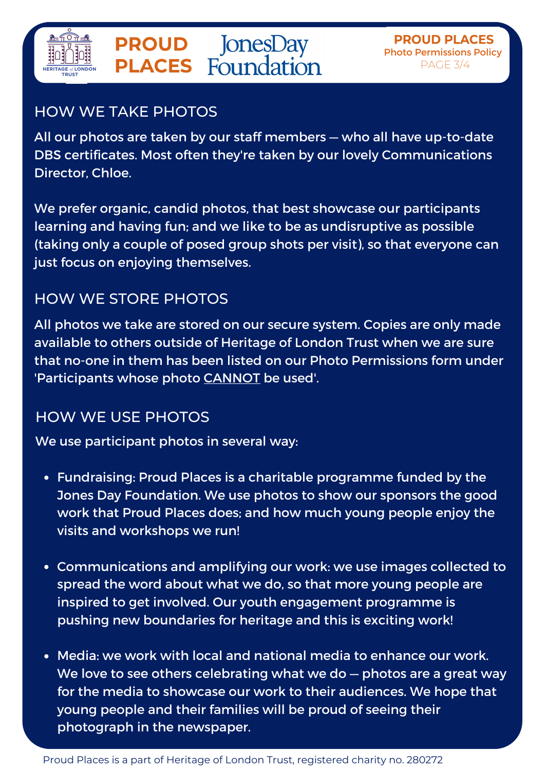## HOW WE TAKE PHOTOS

All our photos are taken by our staff members — who all have up-to-date DBS certificates. Most often they're taken by our lovely Communications Director, Chloe.

We prefer organic, candid photos, that best showcase our participants learning and having fun; and we like to be as undisruptive as possible (taking only a couple of posed group shots per visit), so that everyone can just focus on enjoying themselves.

## HOW WE STORE PHOTOS

All photos we take are stored on our secure system. Copies are only made available to others outside of Heritage of London Trust when we are sure that no-one in them has been listed on our Photo Permissions form under 'Participants whose photo CANNOT be used'.

## HOW WE USE PHOTOS

We use participant photos in several way:

- Fundraising: Proud Places is a charitable programme funded by the Jones Day Foundation. We use photos to show our sponsors the good work that Proud Places does; and how much young people enjoy the visits and workshops we run!

- Communications and amplifying our work: we use images collected to spread the word about what we do, so that more young people are inspired to get involved. Our youth engagement programme is pushing new boundaries for heritage and this is exciting work!

- Media: we work with local and national media to enhance our work. We love to see others celebrating what we do — photos are a great way for the media to showcase our work to their audiences. We hope that young people and their families will be proud of seeing their photograph in the newspaper.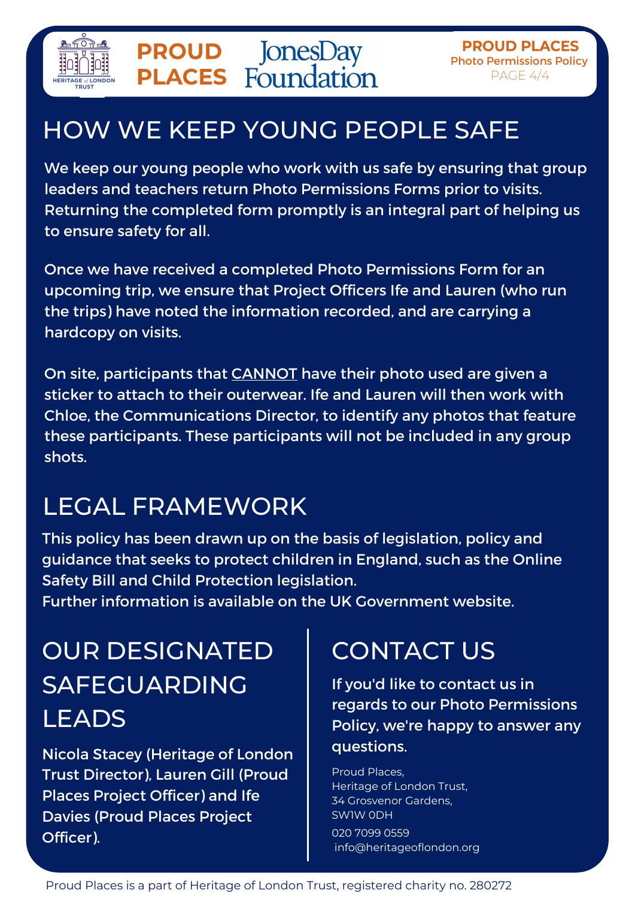# HOW WE KEEP YOUNG PEOPLE SAFE

We keep our young people who work with us safe by ensuring that group leaders and teachers return Photo Permissions Forms prior to visits. Returning the completed form promptly is an integral part of helping us to ensure safety for all.

Once we have received a completed Photo Permissions Form for an upcoming trip, we ensure that Project Officers Ife and Lauren (who run the trips) have noted the information recorded, and are carrying a hardcopy on visits.

On site, participants that CANNOT have their photo used are given a sticker to attach to their outerwear. Ife and Lauren will then work with Chloe, the Communications Director, to identify any photos that feature these participants. These participants will not be included in any group shots.

# LEGAL FRAMEWORK

This policy has been drawn up on the basis of legislation, policy and guidance that seeks to protect children in England, such as the Online Safety Bill and Child Protection legislation.
Further information is available on the UK Government website.

# OUR DESIGNATED SAFEGUARDING LEADS

**Nicola Stacey (Heritage of London Trust Director), Lauren Gill (Proud Places Project Officer) and Ife Davies (Proud Places Project Officer).**

# CONTACT US

**If you'd like to contact us in regards to our Photo Permissions Policy, we're happy to answer any questions.**

Proud Places,
Heritage of London Trust,
34 Grosvenor Gardens,
SW1W 0DH

020 7099 0559
info@heritageoflondon.org

Proud Places is a part of Heritage of London Trust, registered charity no. 280272